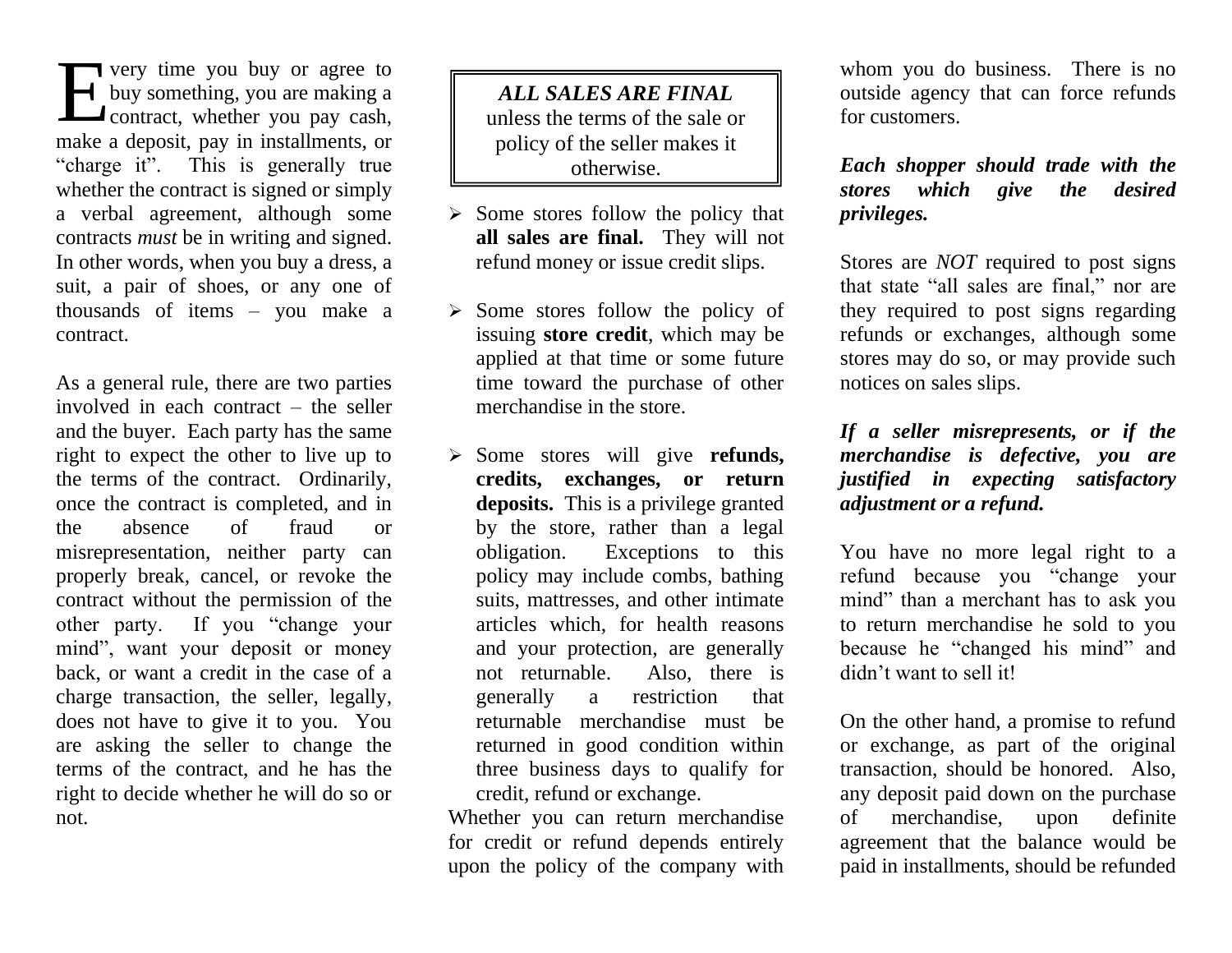Every time you buy or agree to buy something, you are making a contract, whether you pay cash, make a deposit, pay in installments, or "charge it". This is generally true whether the contract is signed or simply a verbal agreement, although some contracts *must* be in writing and signed. In other words, when you buy a dress, a suit, a pair of shoes, or any one of thousands of items – you make a contract.

As a general rule, there are two parties involved in each contract – the seller and the buyer. Each party has the same right to expect the other to live up to the terms of the contract. Ordinarily, once the contract is completed, and in the absence of fraud or misrepresentation, neither party can properly break, cancel, or revoke the contract without the permission of the other party. If you "change your mind", want your deposit or money back, or want a credit in the case of a charge transaction, the seller, legally, does not have to give it to you. You are asking the seller to change the terms of the contract, and he has the right to decide whether he will do so or not.

> ***ALL SALES ARE FINAL*** unless the terms of the sale or policy of the seller makes it otherwise.

- Some stores follow the policy that **all sales are final.** They will not refund money or issue credit slips.
- Some stores follow the policy of issuing **store credit**, which may be applied at that time or some future time toward the purchase of other merchandise in the store.
- Some stores will give **refunds, credits, exchanges, or return deposits.** This is a privilege granted by the store, rather than a legal obligation. Exceptions to this policy may include combs, bathing suits, mattresses, and other intimate articles which, for health reasons and your protection, are generally not returnable. Also, there is generally a restriction that returnable merchandise must be returned in good condition within three business days to qualify for credit, refund or exchange.

Whether you can return merchandise for credit or refund depends entirely upon the policy of the company with whom you do business. There is no outside agency that can force refunds for customers.

***Each shopper should trade with the stores which give the desired privileges.***

Stores are *NOT* required to post signs that state "all sales are final," nor are they required to post signs regarding refunds or exchanges, although some stores may do so, or may provide such notices on sales slips.

***If a seller misrepresents, or if the merchandise is defective, you are justified in expecting satisfactory adjustment or a refund.***

You have no more legal right to a refund because you "change your mind" than a merchant has to ask you to return merchandise he sold to you because he "changed his mind" and didn't want to sell it!

On the other hand, a promise to refund or exchange, as part of the original transaction, should be honored. Also, any deposit paid down on the purchase of merchandise, upon definite agreement that the balance would be paid in installments, should be refunded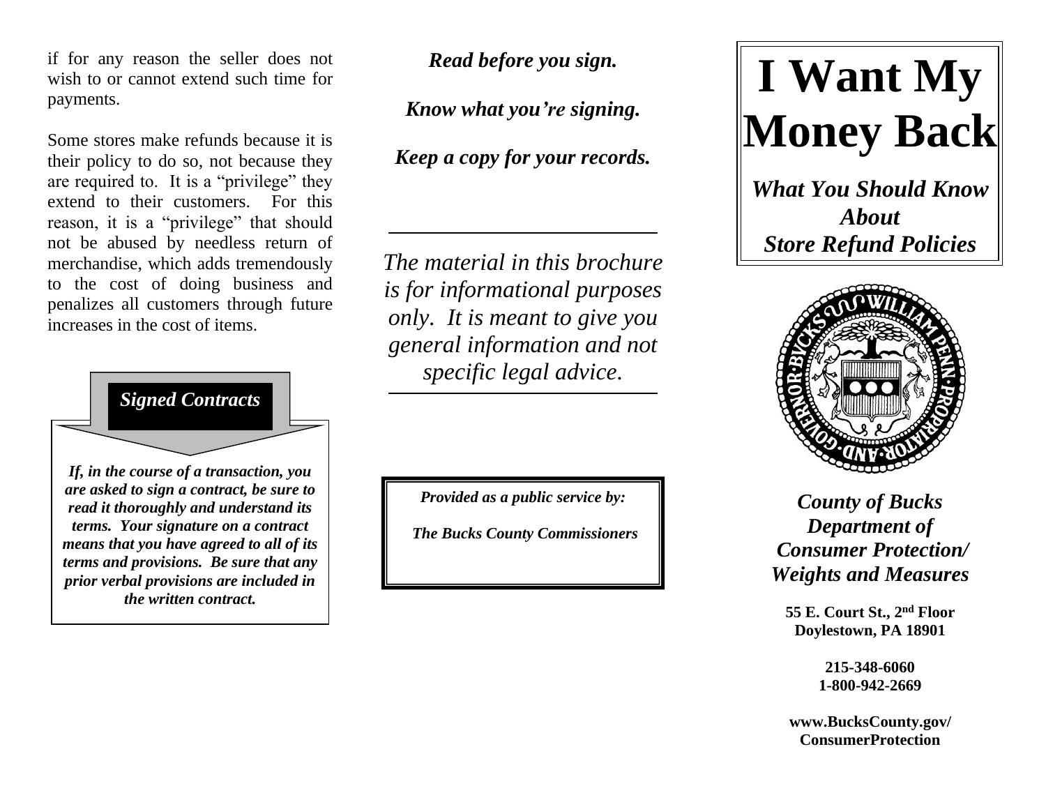if for any reason the seller does not wish to or cannot extend such time for payments.

Some stores make refunds because it is their policy to do so, not because they are required to. It is a "privilege" they extend to their customers. For this reason, it is a "privilege" that should not be abused by needless return of merchandise, which adds tremendously to the cost of doing business and penalizes all customers through future increases in the cost of items.

### *Signed Contracts*

***If, in the course of a transaction, you are asked to sign a contract, be sure to read it thoroughly and understand its terms. Your signature on a contract means that you have agreed to all of its terms and provisions. Be sure that any prior verbal provisions are included in the written contract.***

***Read before you sign.***

***Know what you're signing.***

***Keep a copy for your records.***

---

*The material in this brochure is for informational purposes only. It is meant to give you general information and not specific legal advice.*

---

***Provided as a public service by:***

***The Bucks County Commissioners***

# I Want My Money Back

## *What You Should Know About Store Refund Policies*

***County of Bucks Department of Consumer Protection/ Weights and Measures***

**55 E. Court St., 2nd Floor**
**Doylestown, PA 18901**

**215-348-6060**
**1-800-942-2669**

**www.BucksCounty.gov/ConsumerProtection**